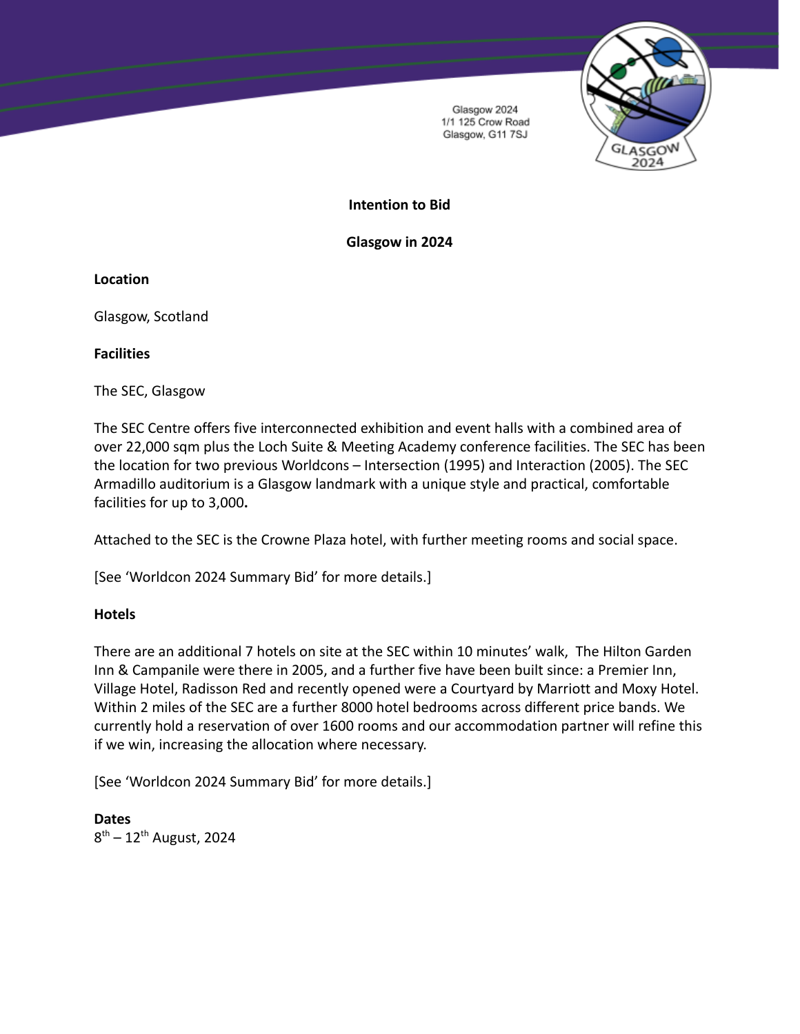Glasgow 2024
1/1 125 Crow Road
Glasgow, G11 7SJ

**Intention to Bid**

**Glasgow in 2024**

**Location**

Glasgow, Scotland

**Facilities**

The SEC, Glasgow

The SEC Centre offers five interconnected exhibition and event halls with a combined area of over 22,000 sqm plus the Loch Suite & Meeting Academy conference facilities. The SEC has been the location for two previous Worldcons – Intersection (1995) and Interaction (2005). The SEC Armadillo auditorium is a Glasgow landmark with a unique style and practical, comfortable facilities for up to 3,000**.**

Attached to the SEC is the Crowne Plaza hotel, with further meeting rooms and social space.

[See 'Worldcon 2024 Summary Bid' for more details.]

**Hotels**

There are an additional 7 hotels on site at the SEC within 10 minutes' walk, The Hilton Garden Inn & Campanile were there in 2005, and a further five have been built since: a Premier Inn, Village Hotel, Radisson Red and recently opened were a Courtyard by Marriott and Moxy Hotel. Within 2 miles of the SEC are a further 8000 hotel bedrooms across different price bands. We currently hold a reservation of over 1600 rooms and our accommodation partner will refine this if we win, increasing the allocation where necessary.

[See 'Worldcon 2024 Summary Bid' for more details.]

**Dates**

8th – 12th August, 2024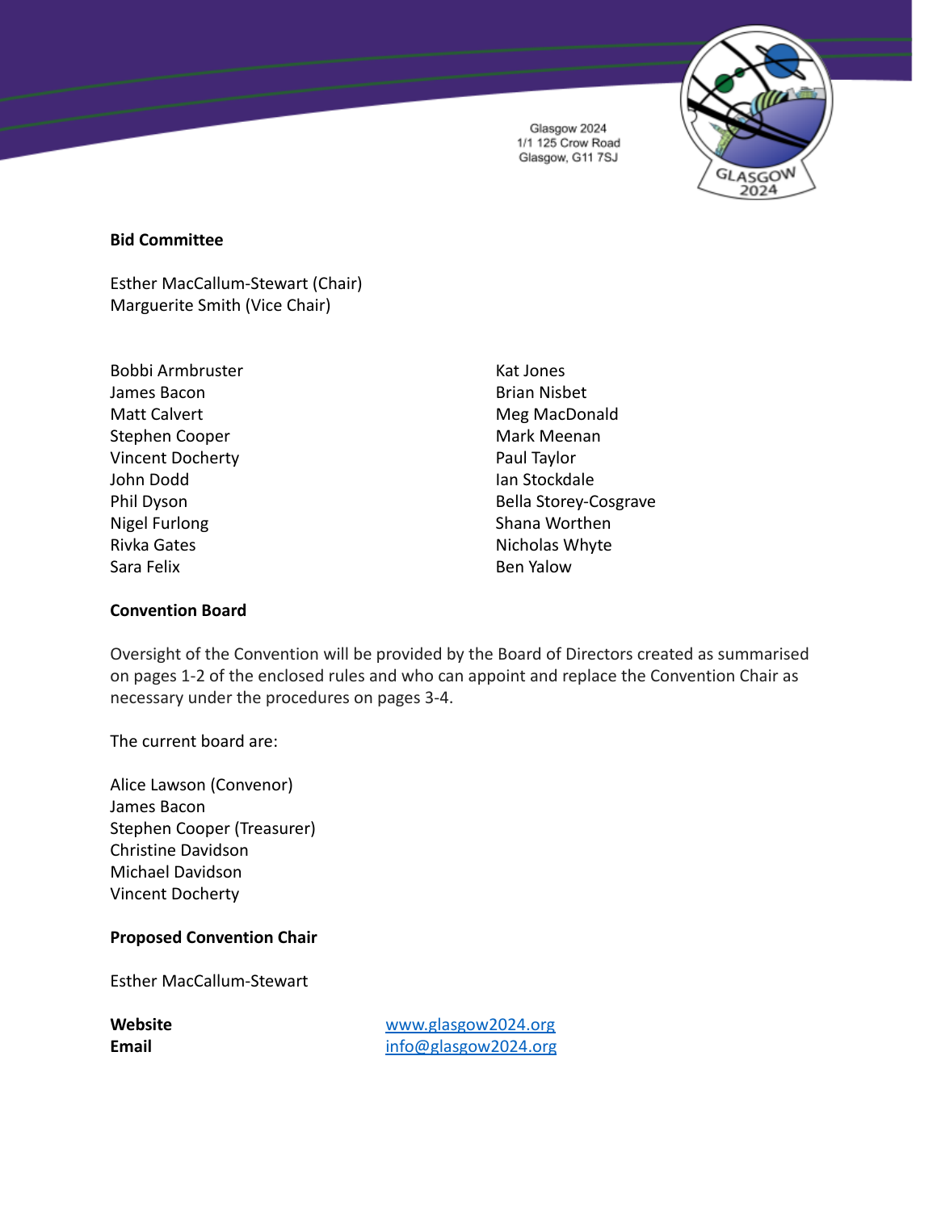Glasgow 2024
1/1 125 Crow Road
Glasgow, G11 7SJ

**Bid Committee**

Esther MacCallum-Stewart (Chair)
Marguerite Smith (Vice Chair)

Bobbi Armbruster
James Bacon
Matt Calvert
Stephen Cooper
Vincent Docherty
John Dodd
Phil Dyson
Nigel Furlong
Rivka Gates
Sara Felix
Kat Jones
Brian Nisbet
Meg MacDonald
Mark Meenan
Paul Taylor
Ian Stockdale
Bella Storey-Cosgrave
Shana Worthen
Nicholas Whyte
Ben Yalow

**Convention Board**

Oversight of the Convention will be provided by the Board of Directors created as summarised on pages 1-2 of the enclosed rules and who can appoint and replace the Convention Chair as necessary under the procedures on pages 3-4.

The current board are:

Alice Lawson (Convenor)
James Bacon
Stephen Cooper (Treasurer)
Christine Davidson
Michael Davidson
Vincent Docherty

**Proposed Convention Chair**

Esther MacCallum-Stewart

**Website** [www.glasgow2024.org](http://www.glasgow2024.org)
**Email** [info@glasgow2024.org](mailto:info@glasgow2024.org)